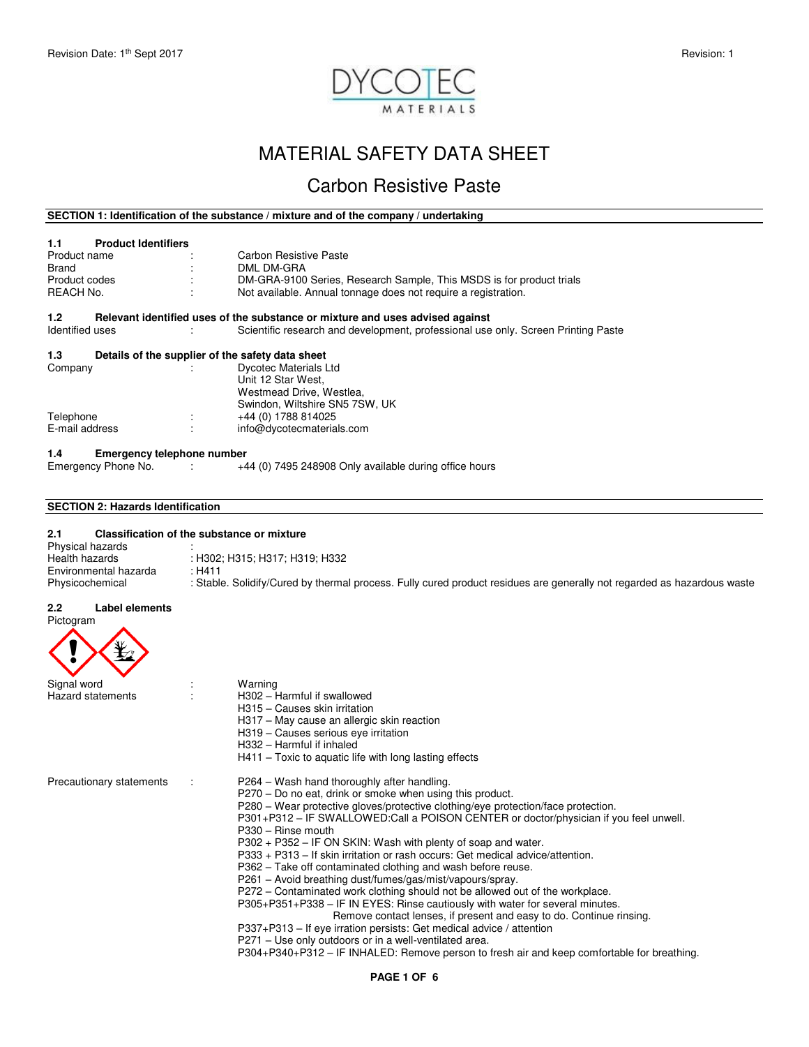Revision Date: 1th Sept 2017 Revision: 1

DYCOTEC MATERIALS

# MATERIAL SAFETY DATA SHEET

## Carbon Resistive Paste

### SECTION 1: Identification of the substance / mixture and of the company / undertaking

**1.1 Product Identifiers**

| | | |
|---|---|---|
| Product name | : | Carbon Resistive Paste |
| Brand | : | DML DM-GRA |
| Product codes | : | DM-GRA-9100 Series, Research Sample, This MSDS is for product trials |
| REACH No. | : | Not available. Annual tonnage does not require a registration. |

**1.2 Relevant identified uses of the substance or mixture and uses advised against**

| | | |
|---|---|---|
| Identified uses | : | Scientific research and development, professional use only. Screen Printing Paste |

**1.3 Details of the supplier of the safety data sheet**

| | | |
|---|---|---|
| Company | : | Dycotec Materials Ltd<br>Unit 12 Star West,<br>Westmead Drive, Westlea,<br>Swindon, Wiltshire SN5 7SW, UK |
| Telephone | : | +44 (0) 1788 814025 |
| E-mail address | : | info@dycotecmaterials.com |

**1.4 Emergency telephone number**

| | | |
|---|---|---|
| Emergency Phone No. | : | +44 (0) 7495 248908 Only available during office hours |

### SECTION 2: Hazards Identification

**2.1 Classification of the substance or mixture**

| | |
|---|---|
| Physical hazards | : |
| Health hazards | : H302; H315; H317; H319; H332 |
| Environmental hazarda | : H411 |
| Physicochemical | : Stable. Solidify/Cured by thermal process. Fully cured product residues are generally not regarded as hazardous waste |

**2.2 Label elements**

Pictogram

Signal word : Warning

Hazard statements :
- H302 – Harmful if swallowed
- H315 – Causes skin irritation
- H317 – May cause an allergic skin reaction
- H319 – Causes serious eye irritation
- H332 – Harmful if inhaled
- H411 – Toxic to aquatic life with long lasting effects

Precautionary statements :
- P264 – Wash hand thoroughly after handling.
- P270 – Do no eat, drink or smoke when using this product.
- P280 – Wear protective gloves/protective clothing/eye protection/face protection.
- P301+P312 – IF SWALLOWED:Call a POISON CENTER or doctor/physician if you feel unwell.
- P330 – Rinse mouth
- P302 + P352 – IF ON SKIN: Wash with plenty of soap and water.
- P333 + P313 – If skin irritation or rash occurs: Get medical advice/attention.
- P362 – Take off contaminated clothing and wash before reuse.
- P261 – Avoid breathing dust/fumes/gas/mist/vapours/spray.
- P272 – Contaminated work clothing should not be allowed out of the workplace.
- P305+P351+P338 – IF IN EYES: Rinse cautiously with water for several minutes. Remove contact lenses, if present and easy to do. Continue rinsing.
- P337+P313 – If eye irration persists: Get medical advice / attention
- P271 – Use only outdoors or in a well-ventilated area.
- P304+P340+P312 – IF INHALED: Remove person to fresh air and keep comfortable for breathing.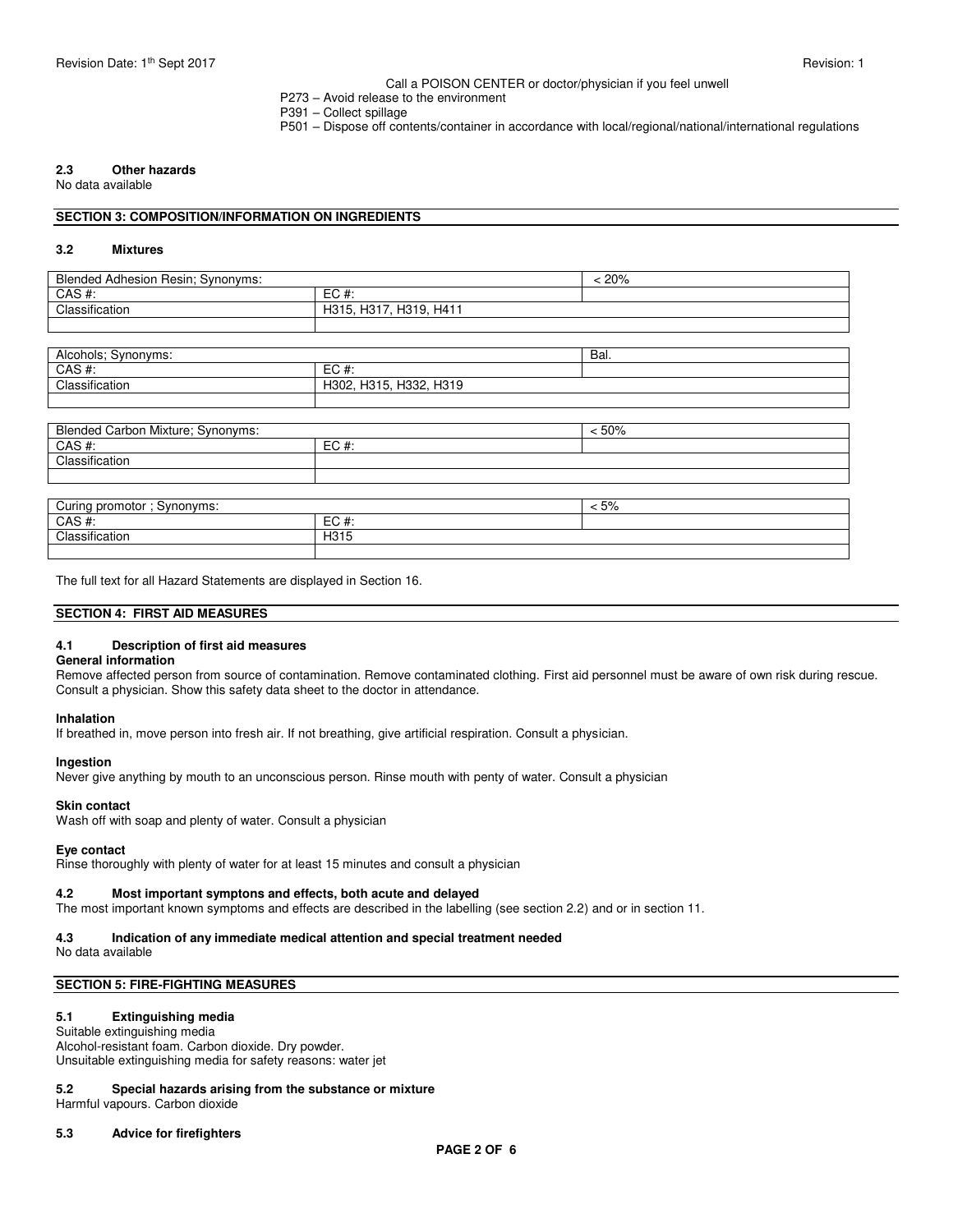Call a POISON CENTER or doctor/physician if you feel unwell

P273 – Avoid release to the environment

P391 – Collect spillage

P501 – Dispose off contents/container in accordance with local/regional/national/international regulations

### 2.3 Other hazards

No data available

## SECTION 3: COMPOSITION/INFORMATION ON INGREDIENTS

### 3.2 Mixtures

| Blended Adhesion Resin; Synonyms: | | < 20% |
|---|---|---|
| CAS #: | EC #: | |
| Classification | H315, H317, H319, H411 | |
| | | |

| Alcohols; Synonyms: | | Bal. |
|---|---|---|
| CAS #: | EC #: | |
| Classification | H302, H315, H332, H319 | |
| | | |

| Blended Carbon Mixture; Synonyms: | | < 50% |
|---|---|---|
| CAS #: | EC #: | |
| Classification | | |
| | | |

| Curing promotor ; Synonyms: | | < 5% |
|---|---|---|
| CAS #: | EC #: | |
| Classification | H315 | |
| | | |

The full text for all Hazard Statements are displayed in Section 16.

## SECTION 4: FIRST AID MEASURES

### 4.1 Description of first aid measures

**General information**

Remove affected person from source of contamination. Remove contaminated clothing. First aid personnel must be aware of own risk during rescue. Consult a physician. Show this safety data sheet to the doctor in attendance.

**Inhalation**

If breathed in, move person into fresh air. If not breathing, give artificial respiration. Consult a physician.

**Ingestion**

Never give anything by mouth to an unconscious person. Rinse mouth with penty of water. Consult a physician

**Skin contact**

Wash off with soap and plenty of water. Consult a physician

**Eye contact**

Rinse thoroughly with plenty of water for at least 15 minutes and consult a physician

### 4.2 Most important symptons and effects, both acute and delayed

The most important known symptoms and effects are described in the labelling (see section 2.2) and or in section 11.

### 4.3 Indication of any immediate medical attention and special treatment needed

No data available

## SECTION 5: FIRE-FIGHTING MEASURES

### 5.1 Extinguishing media

Suitable extinguishing media

Alcohol-resistant foam. Carbon dioxide. Dry powder.

Unsuitable extinguishing media for safety reasons: water jet

### 5.2 Special hazards arising from the substance or mixture

Harmful vapours. Carbon dioxide

### 5.3 Advice for firefighters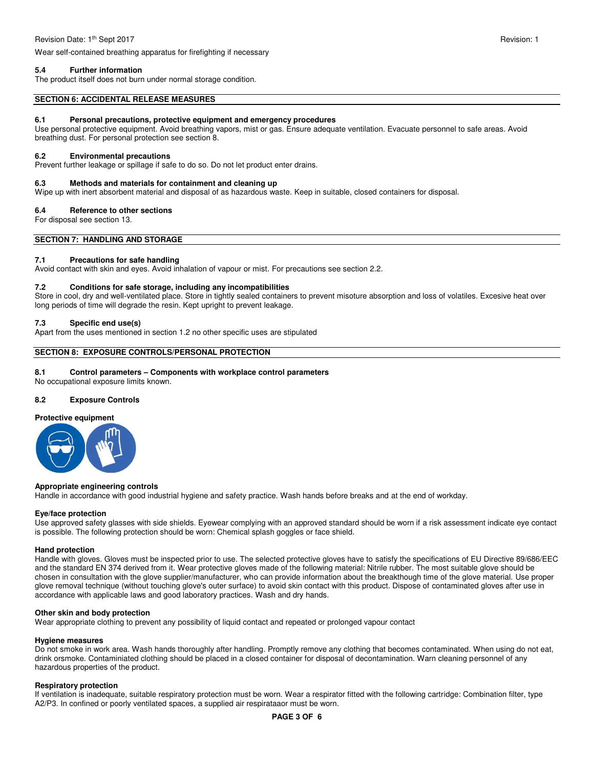Wear self-contained breathing apparatus for firefighting if necessary

### 5.4 Further information

The product itself does not burn under normal storage condition.

## SECTION 6: ACCIDENTAL RELEASE MEASURES

### 6.1 Personal precautions, protective equipment and emergency procedures

Use personal protective equipment. Avoid breathing vapors, mist or gas. Ensure adequate ventilation. Evacuate personnel to safe areas. Avoid breathing dust. For personal protection see section 8.

### 6.2 Environmental precautions

Prevent further leakage or spillage if safe to do so. Do not let product enter drains.

### 6.3 Methods and materials for containment and cleaning up

Wipe up with inert absorbent material and disposal of as hazardous waste. Keep in suitable, closed containers for disposal.

### 6.4 Reference to other sections

For disposal see section 13.

## SECTION 7: HANDLING AND STORAGE

### 7.1 Precautions for safe handling

Avoid contact with skin and eyes. Avoid inhalation of vapour or mist. For precautions see section 2.2.

### 7.2 Conditions for safe storage, including any incompatibilities

Store in cool, dry and well-ventilated place. Store in tightly sealed containers to prevent misoture absorption and loss of volatiles. Excesive heat over long periods of time will degrade the resin. Kept upright to prevent leakage.

### 7.3 Specific end use(s)

Apart from the uses mentioned in section 1.2 no other specific uses are stipulated

## SECTION 8: EXPOSURE CONTROLS/PERSONAL PROTECTION

### 8.1 Control parameters – Components with workplace control parameters

No occupational exposure limits known.

### 8.2 Exposure Controls

**Protective equipment**

**Appropriate engineering controls**

Handle in accordance with good industrial hygiene and safety practice. Wash hands before breaks and at the end of workday.

**Eye/face protection**

Use approved safety glasses with side shields. Eyewear complying with an approved standard should be worn if a risk assessment indicate eye contact is possible. The following protection should be worn: Chemical splash goggles or face shield.

**Hand protection**

Handle with gloves. Gloves must be inspected prior to use. The selected protective gloves have to satisfy the specifications of EU Directive 89/686/EEC and the standard EN 374 derived from it. Wear protective gloves made of the following material: Nitrile rubber. The most suitable glove should be chosen in consultation with the glove supplier/manufacturer, who can provide information about the breakthough time of the glove material. Use proper glove removal technique (without touching glove's outer surface) to avoid skin contact with this product. Dispose of contaminated gloves after use in accordance with applicable laws and good laboratory practices. Wash and dry hands.

**Other skin and body protection**

Wear appropriate clothing to prevent any possibility of liquid contact and repeated or prolonged vapour contact

**Hygiene measures**

Do not smoke in work area. Wash hands thoroughly after handling. Promptly remove any clothing that becomes contaminated. When using do not eat, drink orsmoke. Contaminiated clothing should be placed in a closed container for disposal of decontamination. Warn cleaning personnel of any hazardous properties of the product.

**Respiratory protection**

If ventilation is inadequate, suitable respiratory protection must be worn. Wear a respirator fitted with the following cartridge: Combination filter, type A2/P3. In confined or poorly ventilated spaces, a supplied air respirataaor must be worn.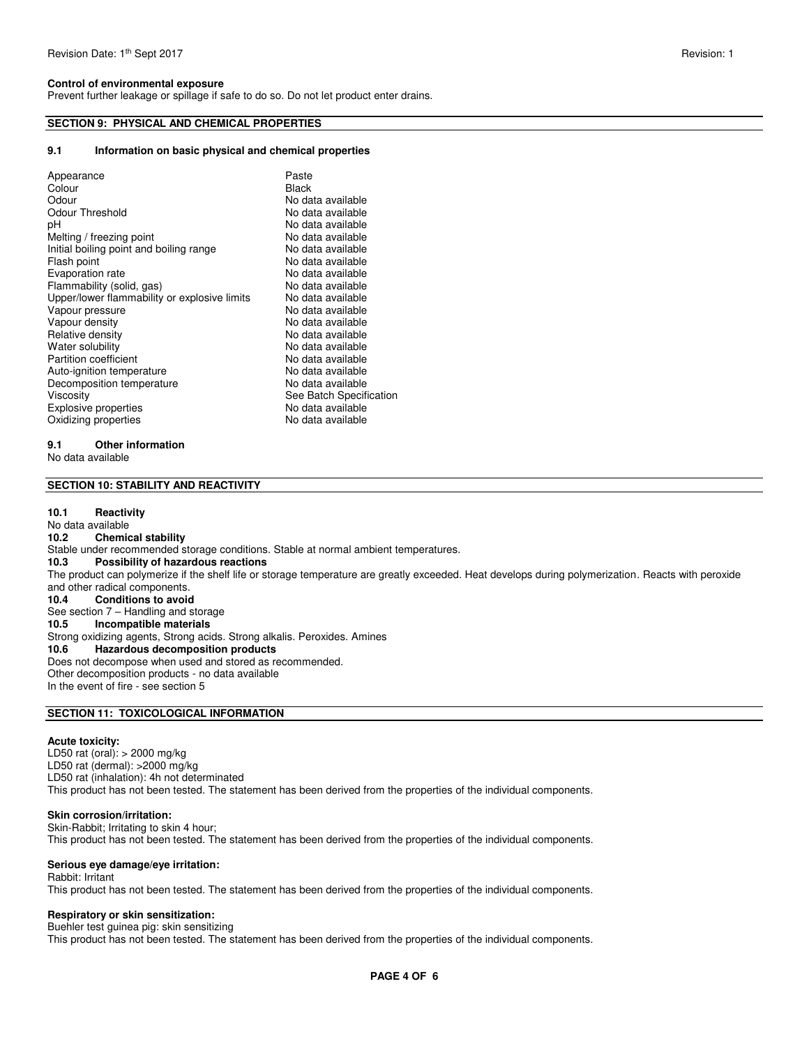**Control of environmental exposure**

Prevent further leakage or spillage if safe to do so. Do not let product enter drains.

## SECTION 9: PHYSICAL AND CHEMICAL PROPERTIES

### 9.1 Information on basic physical and chemical properties

| | |
|---|---|
| Appearance | Paste |
| Colour | Black |
| Odour | No data available |
| Odour Threshold | No data available |
| pH | No data available |
| Melting / freezing point | No data available |
| Initial boiling point and boiling range | No data available |
| Flash point | No data available |
| Evaporation rate | No data available |
| Flammability (solid, gas) | No data available |
| Upper/lower flammability or explosive limits | No data available |
| Vapour pressure | No data available |
| Vapour density | No data available |
| Relative density | No data available |
| Water solubility | No data available |
| Partition coefficient | No data available |
| Auto-ignition temperature | No data available |
| Decomposition temperature | No data available |
| Viscosity | See Batch Specification |
| Explosive properties | No data available |
| Oxidizing properties | No data available |

### 9.1 Other information

No data available

## SECTION 10: STABILITY AND REACTIVITY

### 10.1 Reactivity

No data available

### 10.2 Chemical stability

Stable under recommended storage conditions. Stable at normal ambient temperatures.

### 10.3 Possibility of hazardous reactions

The product can polymerize if the shelf life or storage temperature are greatly exceeded. Heat develops during polymerization. Reacts with peroxide and other radical components.

### 10.4 Conditions to avoid

See section 7 – Handling and storage

### 10.5 Incompatible materials

Strong oxidizing agents, Strong acids. Strong alkalis. Peroxides. Amines

### 10.6 Hazardous decomposition products

Does not decompose when used and stored as recommended.
Other decomposition products - no data available
In the event of fire - see section 5

## SECTION 11: TOXICOLOGICAL INFORMATION

**Acute toxicity:**

LD50 rat (oral): > 2000 mg/kg
LD50 rat (dermal): >2000 mg/kg
LD50 rat (inhalation): 4h not determinated
This product has not been tested. The statement has been derived from the properties of the individual components.

**Skin corrosion/irritation:**

Skin-Rabbit; Irritating to skin 4 hour;
This product has not been tested. The statement has been derived from the properties of the individual components.

**Serious eye damage/eye irritation:**

Rabbit: Irritant
This product has not been tested. The statement has been derived from the properties of the individual components.

**Respiratory or skin sensitization:**

Buehler test guinea pig: skin sensitizing
This product has not been tested. The statement has been derived from the properties of the individual components.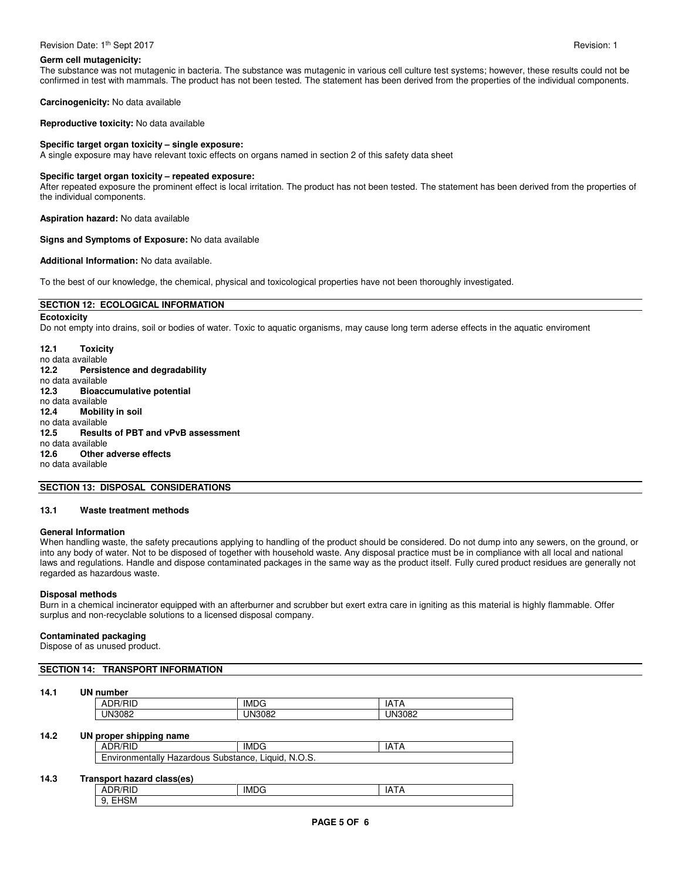**Germ cell mutagenicity:**
The substance was not mutagenic in bacteria. The substance was mutagenic in various cell culture test systems; however, these results could not be confirmed in test with mammals. The product has not been tested. The statement has been derived from the properties of the individual components.

**Carcinogenicity:** No data available

**Reproductive toxicity:** No data available

**Specific target organ toxicity – single exposure:**
A single exposure may have relevant toxic effects on organs named in section 2 of this safety data sheet

**Specific target organ toxicity – repeated exposure:**
After repeated exposure the prominent effect is local irritation. The product has not been tested. The statement has been derived from the properties of the individual components.

**Aspiration hazard:** No data available

**Signs and Symptoms of Exposure:** No data available

**Additional Information:** No data available.

To the best of our knowledge, the chemical, physical and toxicological properties have not been thoroughly investigated.

## SECTION 12: ECOLOGICAL INFORMATION

**Ecotoxicity**
Do not empty into drains, soil or bodies of water. Toxic to aquatic organisms, may cause long term aderse effects in the aquatic enviroment

**12.1 Toxicity**
no data available

**12.2 Persistence and degradability**
no data available

**12.3 Bioaccumulative potential**
no data available

**12.4 Mobility in soil**
no data available

**12.5 Results of PBT and vPvB assessment**
no data available

**12.6 Other adverse effects**
no data available

## SECTION 13: DISPOSAL CONSIDERATIONS

**13.1 Waste treatment methods**

**General Information**
When handling waste, the safety precautions applying to handling of the product should be considered. Do not dump into any sewers, on the ground, or into any body of water. Not to be disposed of together with household waste. Any disposal practice must be in compliance with all local and national laws and regulations. Handle and dispose contaminated packages in the same way as the product itself. Fully cured product residues are generally not regarded as hazardous waste.

**Disposal methods**
Burn in a chemical incinerator equipped with an afterburner and scrubber but exert extra care in igniting as this material is highly flammable. Offer surplus and non-recyclable solutions to a licensed disposal company.

**Contaminated packaging**
Dispose of as unused product.

## SECTION 14: TRANSPORT INFORMATION

**14.1 UN number**

| ADR/RID | IMDG | IATA |
|---|---|---|
| UN3082 | UN3082 | UN3082 |

**14.2 UN proper shipping name**

| ADR/RID | IMDG | IATA |
|---|---|---|
| Environmentally Hazardous Substance, Liquid, N.O.S. | | |

**14.3 Transport hazard class(es)**

| ADR/RID | IMDG | IATA |
|---|---|---|
| 9, EHSM | | |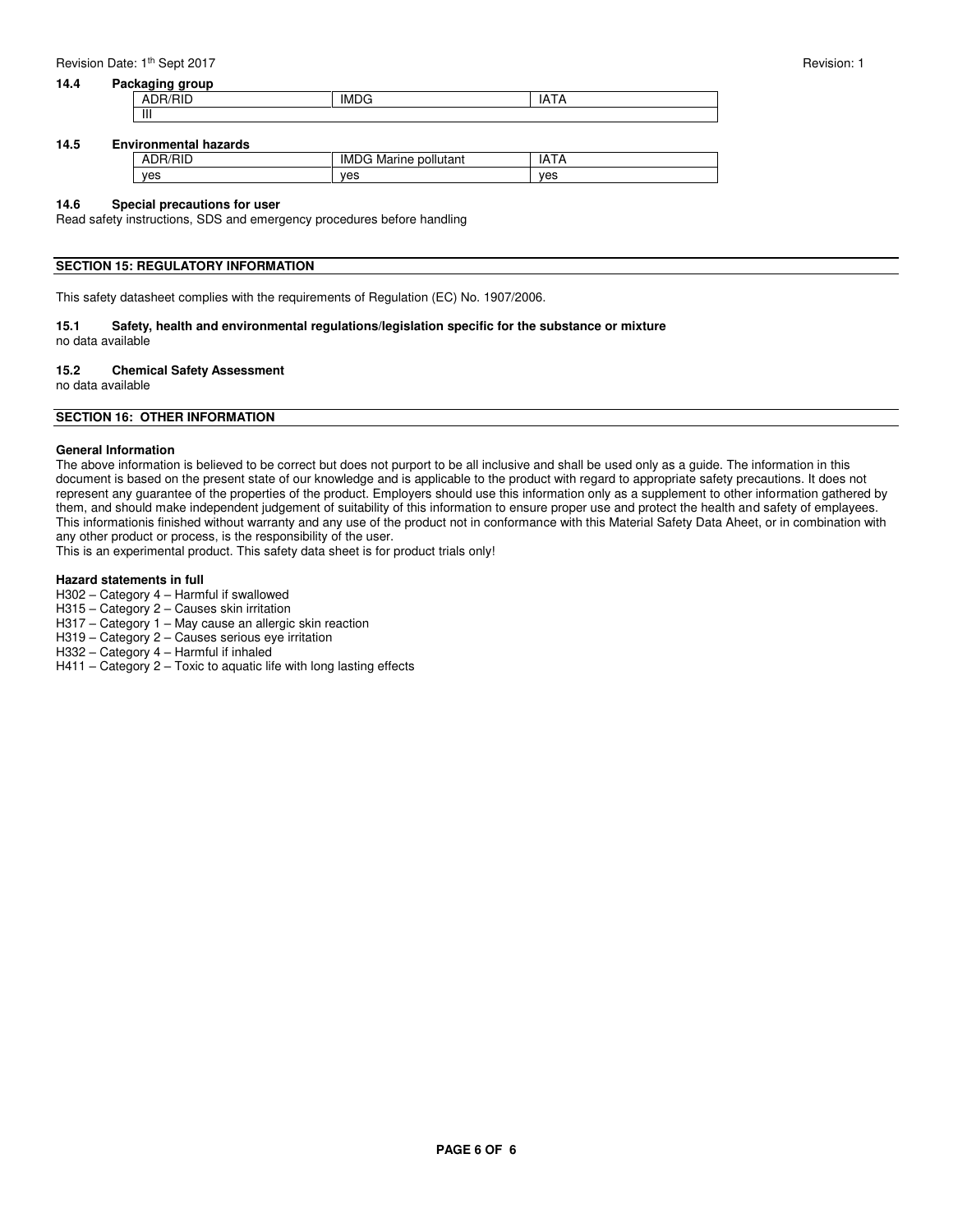### 14.4 Packaging group

| ADR/RID | IMDG | IATA |
|---|---|---|
| III | | |

### 14.5 Environmental hazards

| ADR/RID | IMDG Marine pollutant | IATA |
|---|---|---|
| yes | yes | yes |

### 14.6 Special precautions for user

Read safety instructions, SDS and emergency procedures before handling

## SECTION 15: REGULATORY INFORMATION

This safety datasheet complies with the requirements of Regulation (EC) No. 1907/2006.

### 15.1 Safety, health and environmental regulations/legislation specific for the substance or mixture

no data available

### 15.2 Chemical Safety Assessment

no data available

## SECTION 16: OTHER INFORMATION

**General Information**

The above information is believed to be correct but does not purport to be all inclusive and shall be used only as a guide. The information in this document is based on the present state of our knowledge and is applicable to the product with regard to appropriate safety precautions. It does not represent any guarantee of the properties of the product. Employers should use this information only as a supplement to other information gathered by them, and should make independent judgement of suitability of this information to ensure proper use and protect the health and safety of emplayees. This informationis finished without warranty and any use of the product not in conformance with this Material Safety Data Aheet, or in combination with any other product or process, is the responsibility of the user.

This is an experimental product. This safety data sheet is for product trials only!

**Hazard statements in full**

H302 – Category 4 – Harmful if swallowed
H315 – Category 2 – Causes skin irritation
H317 – Category 1 – May cause an allergic skin reaction
H319 – Category 2 – Causes serious eye irritation
H332 – Category 4 – Harmful if inhaled
H411 – Category 2 – Toxic to aquatic life with long lasting effects